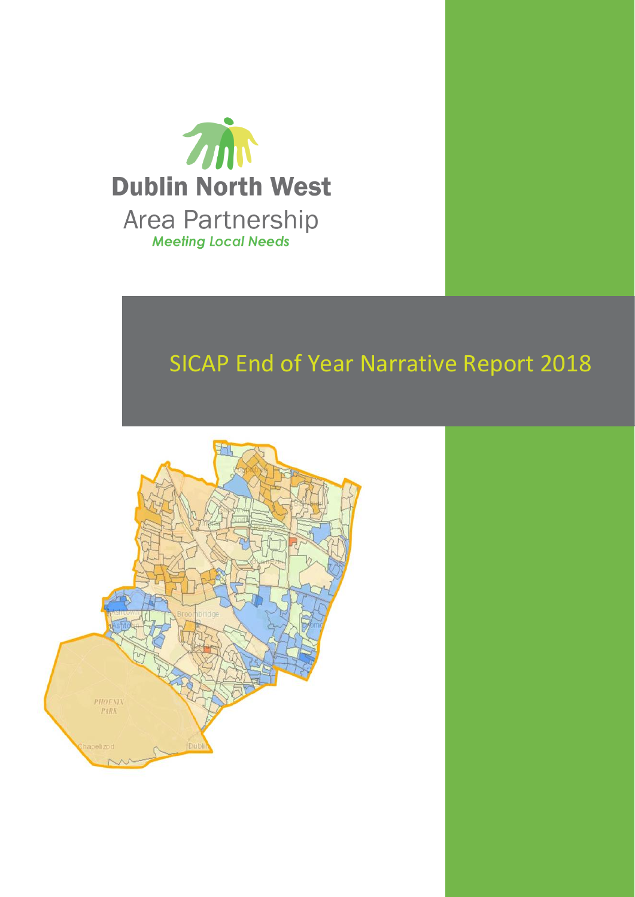Dublin North West

Area Partnership

*Meeting Local Needs*

# SICAP End of Year Narrative Report 2018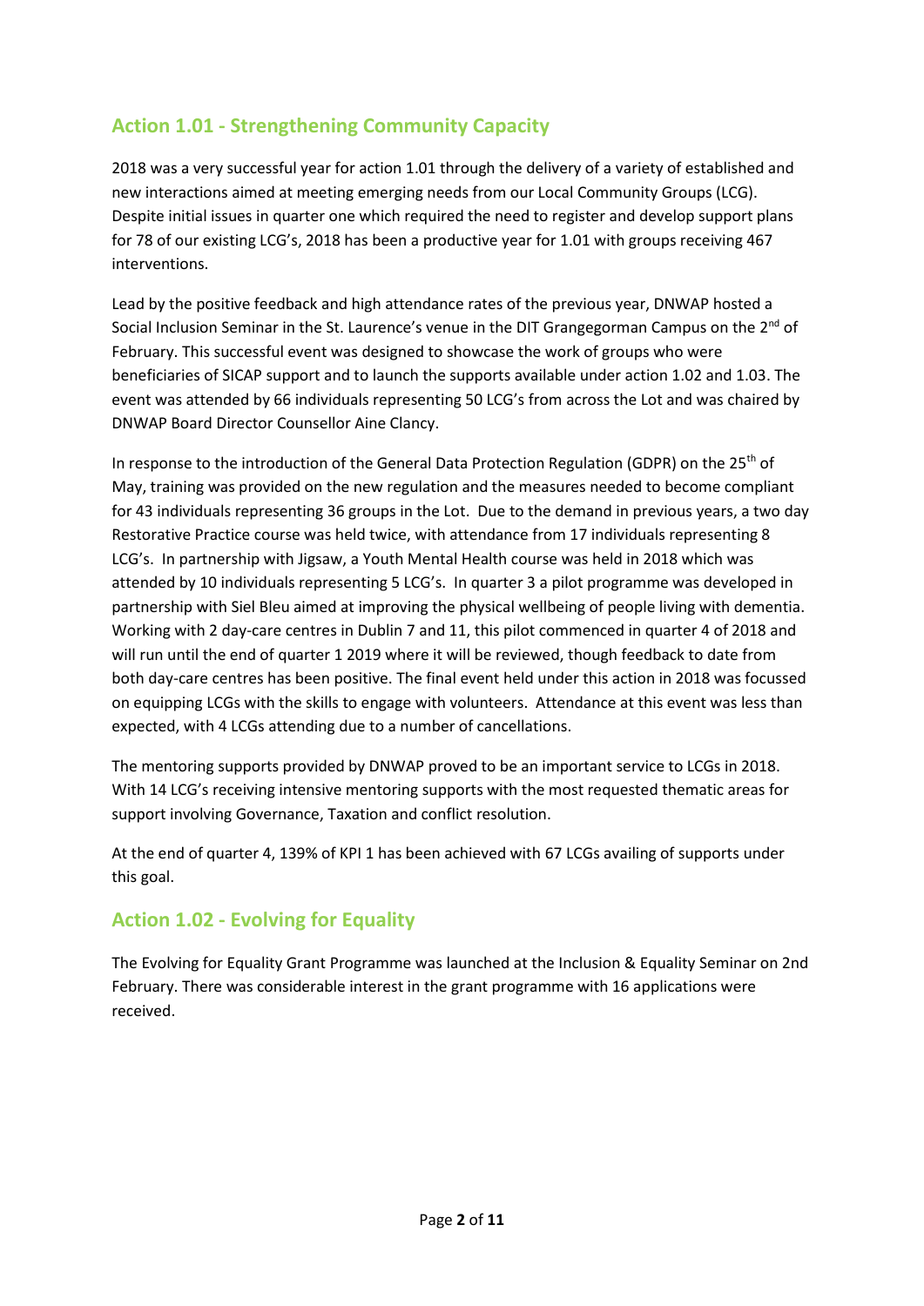## Action 1.01 - Strengthening Community Capacity

2018 was a very successful year for action 1.01 through the delivery of a variety of established and new interactions aimed at meeting emerging needs from our Local Community Groups (LCG). Despite initial issues in quarter one which required the need to register and develop support plans for 78 of our existing LCG's, 2018 has been a productive year for 1.01 with groups receiving 467 interventions.

Lead by the positive feedback and high attendance rates of the previous year, DNWAP hosted a Social Inclusion Seminar in the St. Laurence's venue in the DIT Grangegorman Campus on the 2nd of February. This successful event was designed to showcase the work of groups who were beneficiaries of SICAP support and to launch the supports available under action 1.02 and 1.03. The event was attended by 66 individuals representing 50 LCG's from across the Lot and was chaired by DNWAP Board Director Counsellor Aine Clancy.

In response to the introduction of the General Data Protection Regulation (GDPR) on the 25th of May, training was provided on the new regulation and the measures needed to become compliant for 43 individuals representing 36 groups in the Lot. Due to the demand in previous years, a two day Restorative Practice course was held twice, with attendance from 17 individuals representing 8 LCG's. In partnership with Jigsaw, a Youth Mental Health course was held in 2018 which was attended by 10 individuals representing 5 LCG's. In quarter 3 a pilot programme was developed in partnership with Siel Bleu aimed at improving the physical wellbeing of people living with dementia. Working with 2 day-care centres in Dublin 7 and 11, this pilot commenced in quarter 4 of 2018 and will run until the end of quarter 1 2019 where it will be reviewed, though feedback to date from both day-care centres has been positive. The final event held under this action in 2018 was focussed on equipping LCGs with the skills to engage with volunteers. Attendance at this event was less than expected, with 4 LCGs attending due to a number of cancellations.

The mentoring supports provided by DNWAP proved to be an important service to LCGs in 2018. With 14 LCG's receiving intensive mentoring supports with the most requested thematic areas for support involving Governance, Taxation and conflict resolution.

At the end of quarter 4, 139% of KPI 1 has been achieved with 67 LCGs availing of supports under this goal.

## Action 1.02 - Evolving for Equality

The Evolving for Equality Grant Programme was launched at the Inclusion & Equality Seminar on 2nd February. There was considerable interest in the grant programme with 16 applications were received.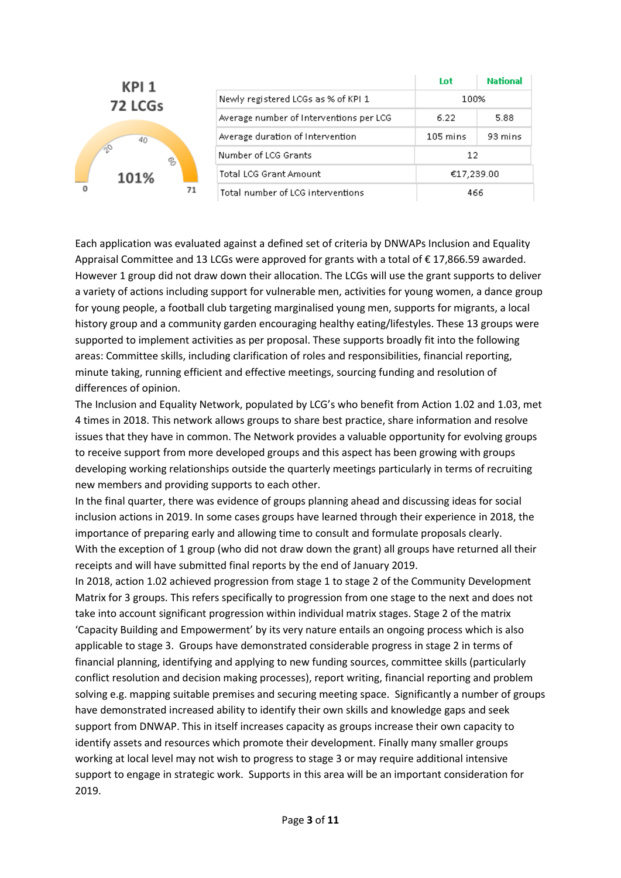**KPI 1**
**72 LCGs**

101%

0 — 71

| | Lot | National |
|---|---|---|
| Newly registered LCGs as % of KPI 1 | 100% | |
| Average number of Interventions per LCG | 6.22 | 5.88 |
| Average duration of Intervention | 105 mins | 93 mins |
| Number of LCG Grants | 12 | |
| Total LCG Grant Amount | €17,239.00 | |
| Total number of LCG interventions | 466 | |

Each application was evaluated against a defined set of criteria by DNWAPs Inclusion and Equality Appraisal Committee and 13 LCGs were approved for grants with a total of € 17,866.59 awarded. However 1 group did not draw down their allocation. The LCGs will use the grant supports to deliver a variety of actions including support for vulnerable men, activities for young women, a dance group for young people, a football club targeting marginalised young men, supports for migrants, a local history group and a community garden encouraging healthy eating/lifestyles. These 13 groups were supported to implement activities as per proposal. These supports broadly fit into the following areas: Committee skills, including clarification of roles and responsibilities, financial reporting, minute taking, running efficient and effective meetings, sourcing funding and resolution of differences of opinion.

The Inclusion and Equality Network, populated by LCG's who benefit from Action 1.02 and 1.03, met 4 times in 2018. This network allows groups to share best practice, share information and resolve issues that they have in common. The Network provides a valuable opportunity for evolving groups to receive support from more developed groups and this aspect has been growing with groups developing working relationships outside the quarterly meetings particularly in terms of recruiting new members and providing supports to each other.

In the final quarter, there was evidence of groups planning ahead and discussing ideas for social inclusion actions in 2019. In some cases groups have learned through their experience in 2018, the importance of preparing early and allowing time to consult and formulate proposals clearly.

With the exception of 1 group (who did not draw down the grant) all groups have returned all their receipts and will have submitted final reports by the end of January 2019.

In 2018, action 1.02 achieved progression from stage 1 to stage 2 of the Community Development Matrix for 3 groups. This refers specifically to progression from one stage to the next and does not take into account significant progression within individual matrix stages. Stage 2 of the matrix 'Capacity Building and Empowerment' by its very nature entails an ongoing process which is also applicable to stage 3. Groups have demonstrated considerable progress in stage 2 in terms of financial planning, identifying and applying to new funding sources, committee skills (particularly conflict resolution and decision making processes), report writing, financial reporting and problem solving e.g. mapping suitable premises and securing meeting space. Significantly a number of groups have demonstrated increased ability to identify their own skills and knowledge gaps and seek support from DNWAP. This in itself increases capacity as groups increase their own capacity to identify assets and resources which promote their development. Finally many smaller groups working at local level may not wish to progress to stage 3 or may require additional intensive support to engage in strategic work. Supports in this area will be an important consideration for 2019.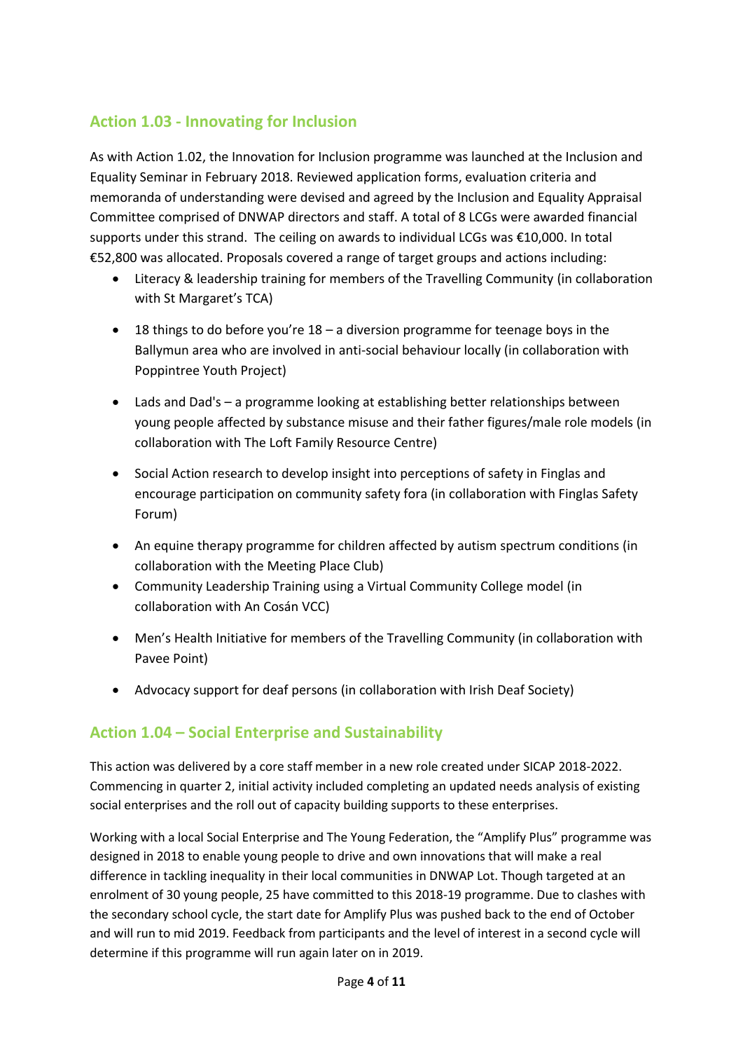## Action 1.03 - Innovating for Inclusion

As with Action 1.02, the Innovation for Inclusion programme was launched at the Inclusion and Equality Seminar in February 2018. Reviewed application forms, evaluation criteria and memoranda of understanding were devised and agreed by the Inclusion and Equality Appraisal Committee comprised of DNWAP directors and staff. A total of 8 LCGs were awarded financial supports under this strand. The ceiling on awards to individual LCGs was €10,000. In total €52,800 was allocated. Proposals covered a range of target groups and actions including:

- Literacy & leadership training for members of the Travelling Community (in collaboration with St Margaret's TCA)
- 18 things to do before you're 18 – a diversion programme for teenage boys in the Ballymun area who are involved in anti-social behaviour locally (in collaboration with Poppintree Youth Project)
- Lads and Dad's – a programme looking at establishing better relationships between young people affected by substance misuse and their father figures/male role models (in collaboration with The Loft Family Resource Centre)
- Social Action research to develop insight into perceptions of safety in Finglas and encourage participation on community safety fora (in collaboration with Finglas Safety Forum)
- An equine therapy programme for children affected by autism spectrum conditions (in collaboration with the Meeting Place Club)
- Community Leadership Training using a Virtual Community College model (in collaboration with An Cosán VCC)
- Men's Health Initiative for members of the Travelling Community (in collaboration with Pavee Point)
- Advocacy support for deaf persons (in collaboration with Irish Deaf Society)

## Action 1.04 – Social Enterprise and Sustainability

This action was delivered by a core staff member in a new role created under SICAP 2018-2022. Commencing in quarter 2, initial activity included completing an updated needs analysis of existing social enterprises and the roll out of capacity building supports to these enterprises.

Working with a local Social Enterprise and The Young Federation, the "Amplify Plus" programme was designed in 2018 to enable young people to drive and own innovations that will make a real difference in tackling inequality in their local communities in DNWAP Lot. Though targeted at an enrolment of 30 young people, 25 have committed to this 2018-19 programme. Due to clashes with the secondary school cycle, the start date for Amplify Plus was pushed back to the end of October and will run to mid 2019. Feedback from participants and the level of interest in a second cycle will determine if this programme will run again later on in 2019.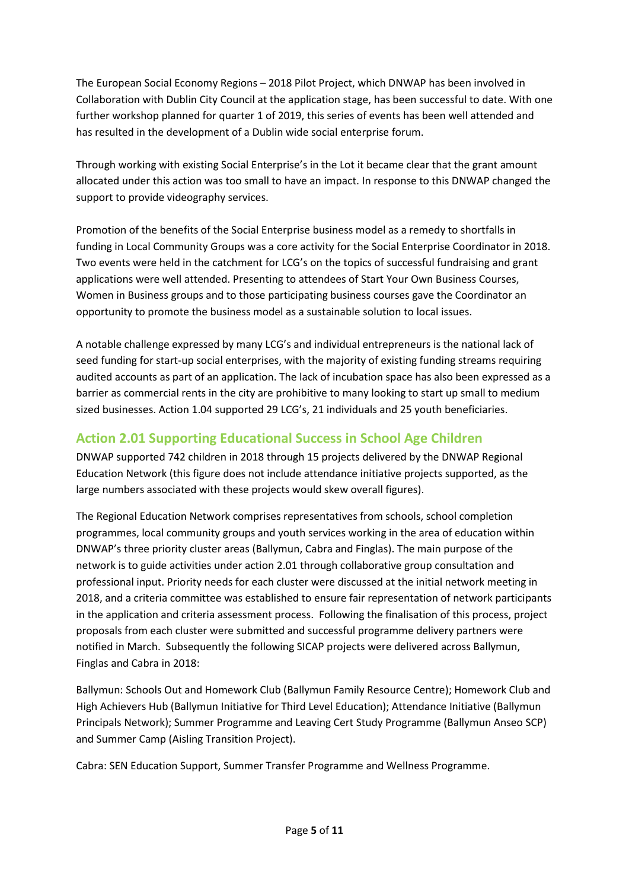The European Social Economy Regions – 2018 Pilot Project, which DNWAP has been involved in Collaboration with Dublin City Council at the application stage, has been successful to date. With one further workshop planned for quarter 1 of 2019, this series of events has been well attended and has resulted in the development of a Dublin wide social enterprise forum.

Through working with existing Social Enterprise's in the Lot it became clear that the grant amount allocated under this action was too small to have an impact. In response to this DNWAP changed the support to provide videography services.

Promotion of the benefits of the Social Enterprise business model as a remedy to shortfalls in funding in Local Community Groups was a core activity for the Social Enterprise Coordinator in 2018. Two events were held in the catchment for LCG's on the topics of successful fundraising and grant applications were well attended. Presenting to attendees of Start Your Own Business Courses, Women in Business groups and to those participating business courses gave the Coordinator an opportunity to promote the business model as a sustainable solution to local issues.

A notable challenge expressed by many LCG's and individual entrepreneurs is the national lack of seed funding for start-up social enterprises, with the majority of existing funding streams requiring audited accounts as part of an application. The lack of incubation space has also been expressed as a barrier as commercial rents in the city are prohibitive to many looking to start up small to medium sized businesses. Action 1.04 supported 29 LCG's, 21 individuals and 25 youth beneficiaries.

## Action 2.01 Supporting Educational Success in School Age Children

DNWAP supported 742 children in 2018 through 15 projects delivered by the DNWAP Regional Education Network (this figure does not include attendance initiative projects supported, as the large numbers associated with these projects would skew overall figures).

The Regional Education Network comprises representatives from schools, school completion programmes, local community groups and youth services working in the area of education within DNWAP's three priority cluster areas (Ballymun, Cabra and Finglas). The main purpose of the network is to guide activities under action 2.01 through collaborative group consultation and professional input. Priority needs for each cluster were discussed at the initial network meeting in 2018, and a criteria committee was established to ensure fair representation of network participants in the application and criteria assessment process. Following the finalisation of this process, project proposals from each cluster were submitted and successful programme delivery partners were notified in March. Subsequently the following SICAP projects were delivered across Ballymun, Finglas and Cabra in 2018:

Ballymun: Schools Out and Homework Club (Ballymun Family Resource Centre); Homework Club and High Achievers Hub (Ballymun Initiative for Third Level Education); Attendance Initiative (Ballymun Principals Network); Summer Programme and Leaving Cert Study Programme (Ballymun Anseo SCP) and Summer Camp (Aisling Transition Project).

Cabra: SEN Education Support, Summer Transfer Programme and Wellness Programme.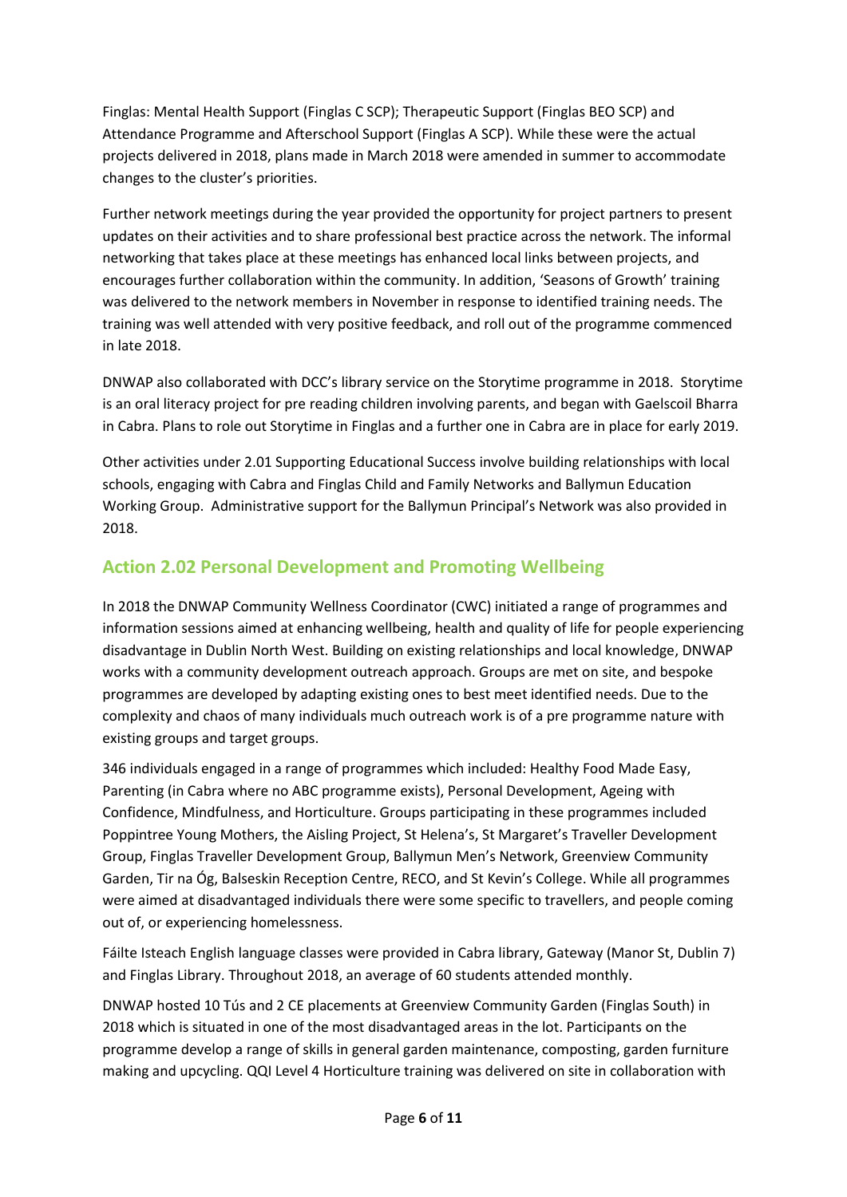Finglas: Mental Health Support (Finglas C SCP); Therapeutic Support (Finglas BEO SCP) and Attendance Programme and Afterschool Support (Finglas A SCP). While these were the actual projects delivered in 2018, plans made in March 2018 were amended in summer to accommodate changes to the cluster's priorities.

Further network meetings during the year provided the opportunity for project partners to present updates on their activities and to share professional best practice across the network. The informal networking that takes place at these meetings has enhanced local links between projects, and encourages further collaboration within the community. In addition, 'Seasons of Growth' training was delivered to the network members in November in response to identified training needs. The training was well attended with very positive feedback, and roll out of the programme commenced in late 2018.

DNWAP also collaborated with DCC's library service on the Storytime programme in 2018. Storytime is an oral literacy project for pre reading children involving parents, and began with Gaelscoil Bharra in Cabra. Plans to role out Storytime in Finglas and a further one in Cabra are in place for early 2019.

Other activities under 2.01 Supporting Educational Success involve building relationships with local schools, engaging with Cabra and Finglas Child and Family Networks and Ballymun Education Working Group. Administrative support for the Ballymun Principal's Network was also provided in 2018.

## Action 2.02 Personal Development and Promoting Wellbeing

In 2018 the DNWAP Community Wellness Coordinator (CWC) initiated a range of programmes and information sessions aimed at enhancing wellbeing, health and quality of life for people experiencing disadvantage in Dublin North West. Building on existing relationships and local knowledge, DNWAP works with a community development outreach approach. Groups are met on site, and bespoke programmes are developed by adapting existing ones to best meet identified needs. Due to the complexity and chaos of many individuals much outreach work is of a pre programme nature with existing groups and target groups.

346 individuals engaged in a range of programmes which included: Healthy Food Made Easy, Parenting (in Cabra where no ABC programme exists), Personal Development, Ageing with Confidence, Mindfulness, and Horticulture. Groups participating in these programmes included Poppintree Young Mothers, the Aisling Project, St Helena's, St Margaret's Traveller Development Group, Finglas Traveller Development Group, Ballymun Men's Network, Greenview Community Garden, Tir na Óg, Balseskin Reception Centre, RECO, and St Kevin's College. While all programmes were aimed at disadvantaged individuals there were some specific to travellers, and people coming out of, or experiencing homelessness.

Fáilte Isteach English language classes were provided in Cabra library, Gateway (Manor St, Dublin 7) and Finglas Library. Throughout 2018, an average of 60 students attended monthly.

DNWAP hosted 10 Tús and 2 CE placements at Greenview Community Garden (Finglas South) in 2018 which is situated in one of the most disadvantaged areas in the lot. Participants on the programme develop a range of skills in general garden maintenance, composting, garden furniture making and upcycling. QQI Level 4 Horticulture training was delivered on site in collaboration with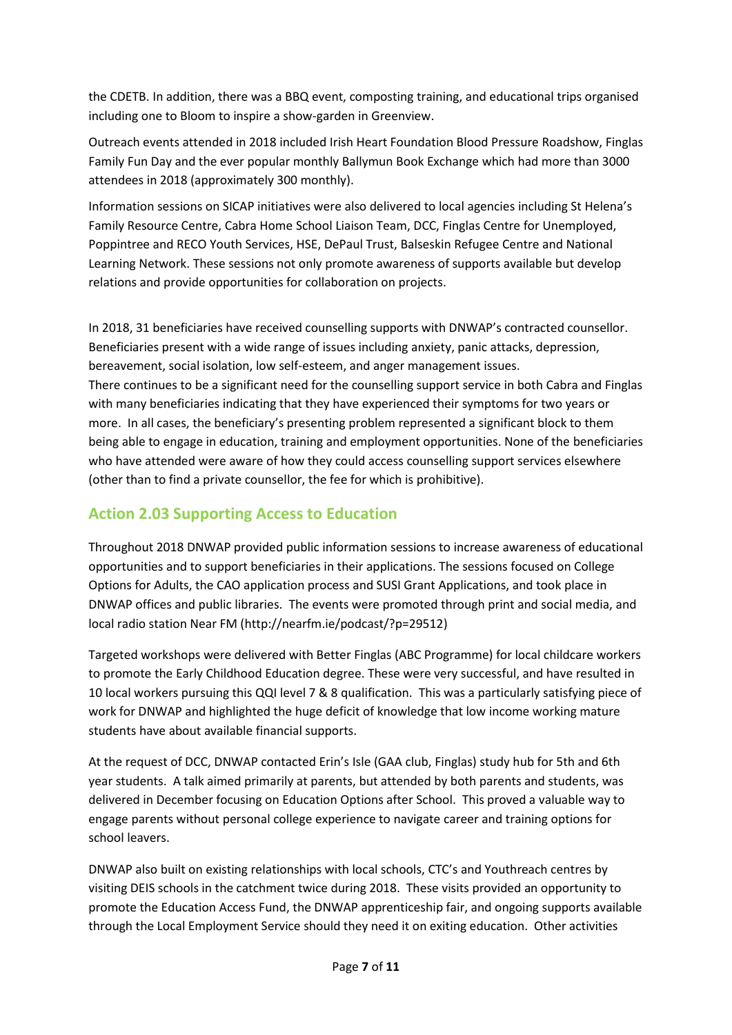the CDETB. In addition, there was a BBQ event, composting training, and educational trips organised including one to Bloom to inspire a show-garden in Greenview.

Outreach events attended in 2018 included Irish Heart Foundation Blood Pressure Roadshow, Finglas Family Fun Day and the ever popular monthly Ballymun Book Exchange which had more than 3000 attendees in 2018 (approximately 300 monthly).

Information sessions on SICAP initiatives were also delivered to local agencies including St Helena's Family Resource Centre, Cabra Home School Liaison Team, DCC, Finglas Centre for Unemployed, Poppintree and RECO Youth Services, HSE, DePaul Trust, Balseskin Refugee Centre and National Learning Network. These sessions not only promote awareness of supports available but develop relations and provide opportunities for collaboration on projects.

In 2018, 31 beneficiaries have received counselling supports with DNWAP's contracted counsellor. Beneficiaries present with a wide range of issues including anxiety, panic attacks, depression, bereavement, social isolation, low self-esteem, and anger management issues.
There continues to be a significant need for the counselling support service in both Cabra and Finglas with many beneficiaries indicating that they have experienced their symptoms for two years or more. In all cases, the beneficiary's presenting problem represented a significant block to them being able to engage in education, training and employment opportunities. None of the beneficiaries who have attended were aware of how they could access counselling support services elsewhere (other than to find a private counsellor, the fee for which is prohibitive).

## Action 2.03 Supporting Access to Education

Throughout 2018 DNWAP provided public information sessions to increase awareness of educational opportunities and to support beneficiaries in their applications. The sessions focused on College Options for Adults, the CAO application process and SUSI Grant Applications, and took place in DNWAP offices and public libraries. The events were promoted through print and social media, and local radio station Near FM (http://nearfm.ie/podcast/?p=29512)

Targeted workshops were delivered with Better Finglas (ABC Programme) for local childcare workers to promote the Early Childhood Education degree. These were very successful, and have resulted in 10 local workers pursuing this QQI level 7 & 8 qualification. This was a particularly satisfying piece of work for DNWAP and highlighted the huge deficit of knowledge that low income working mature students have about available financial supports.

At the request of DCC, DNWAP contacted Erin's Isle (GAA club, Finglas) study hub for 5th and 6th year students. A talk aimed primarily at parents, but attended by both parents and students, was delivered in December focusing on Education Options after School. This proved a valuable way to engage parents without personal college experience to navigate career and training options for school leavers.

DNWAP also built on existing relationships with local schools, CTC's and Youthreach centres by visiting DEIS schools in the catchment twice during 2018. These visits provided an opportunity to promote the Education Access Fund, the DNWAP apprenticeship fair, and ongoing supports available through the Local Employment Service should they need it on exiting education. Other activities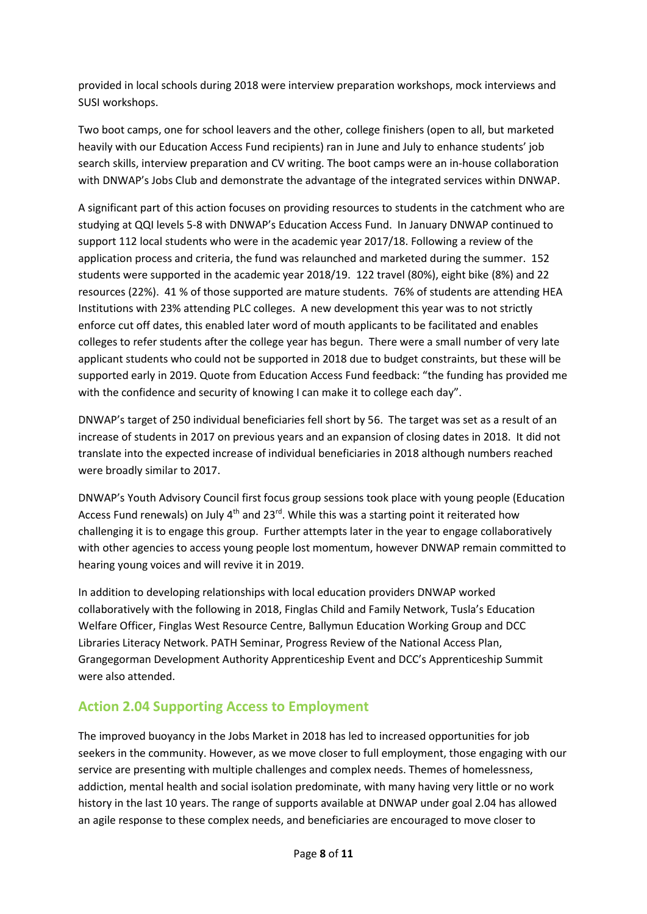provided in local schools during 2018 were interview preparation workshops, mock interviews and SUSI workshops.

Two boot camps, one for school leavers and the other, college finishers (open to all, but marketed heavily with our Education Access Fund recipients) ran in June and July to enhance students' job search skills, interview preparation and CV writing. The boot camps were an in-house collaboration with DNWAP's Jobs Club and demonstrate the advantage of the integrated services within DNWAP.

A significant part of this action focuses on providing resources to students in the catchment who are studying at QQI levels 5-8 with DNWAP's Education Access Fund. In January DNWAP continued to support 112 local students who were in the academic year 2017/18. Following a review of the application process and criteria, the fund was relaunched and marketed during the summer. 152 students were supported in the academic year 2018/19. 122 travel (80%), eight bike (8%) and 22 resources (22%). 41 % of those supported are mature students. 76% of students are attending HEA Institutions with 23% attending PLC colleges. A new development this year was to not strictly enforce cut off dates, this enabled later word of mouth applicants to be facilitated and enables colleges to refer students after the college year has begun. There were a small number of very late applicant students who could not be supported in 2018 due to budget constraints, but these will be supported early in 2019. Quote from Education Access Fund feedback: "the funding has provided me with the confidence and security of knowing I can make it to college each day".

DNWAP's target of 250 individual beneficiaries fell short by 56. The target was set as a result of an increase of students in 2017 on previous years and an expansion of closing dates in 2018. It did not translate into the expected increase of individual beneficiaries in 2018 although numbers reached were broadly similar to 2017.

DNWAP's Youth Advisory Council first focus group sessions took place with young people (Education Access Fund renewals) on July 4th and 23rd. While this was a starting point it reiterated how challenging it is to engage this group. Further attempts later in the year to engage collaboratively with other agencies to access young people lost momentum, however DNWAP remain committed to hearing young voices and will revive it in 2019.

In addition to developing relationships with local education providers DNWAP worked collaboratively with the following in 2018, Finglas Child and Family Network, Tusla's Education Welfare Officer, Finglas West Resource Centre, Ballymun Education Working Group and DCC Libraries Literacy Network. PATH Seminar, Progress Review of the National Access Plan, Grangegorman Development Authority Apprenticeship Event and DCC's Apprenticeship Summit were also attended.

## Action 2.04 Supporting Access to Employment

The improved buoyancy in the Jobs Market in 2018 has led to increased opportunities for job seekers in the community. However, as we move closer to full employment, those engaging with our service are presenting with multiple challenges and complex needs. Themes of homelessness, addiction, mental health and social isolation predominate, with many having very little or no work history in the last 10 years. The range of supports available at DNWAP under goal 2.04 has allowed an agile response to these complex needs, and beneficiaries are encouraged to move closer to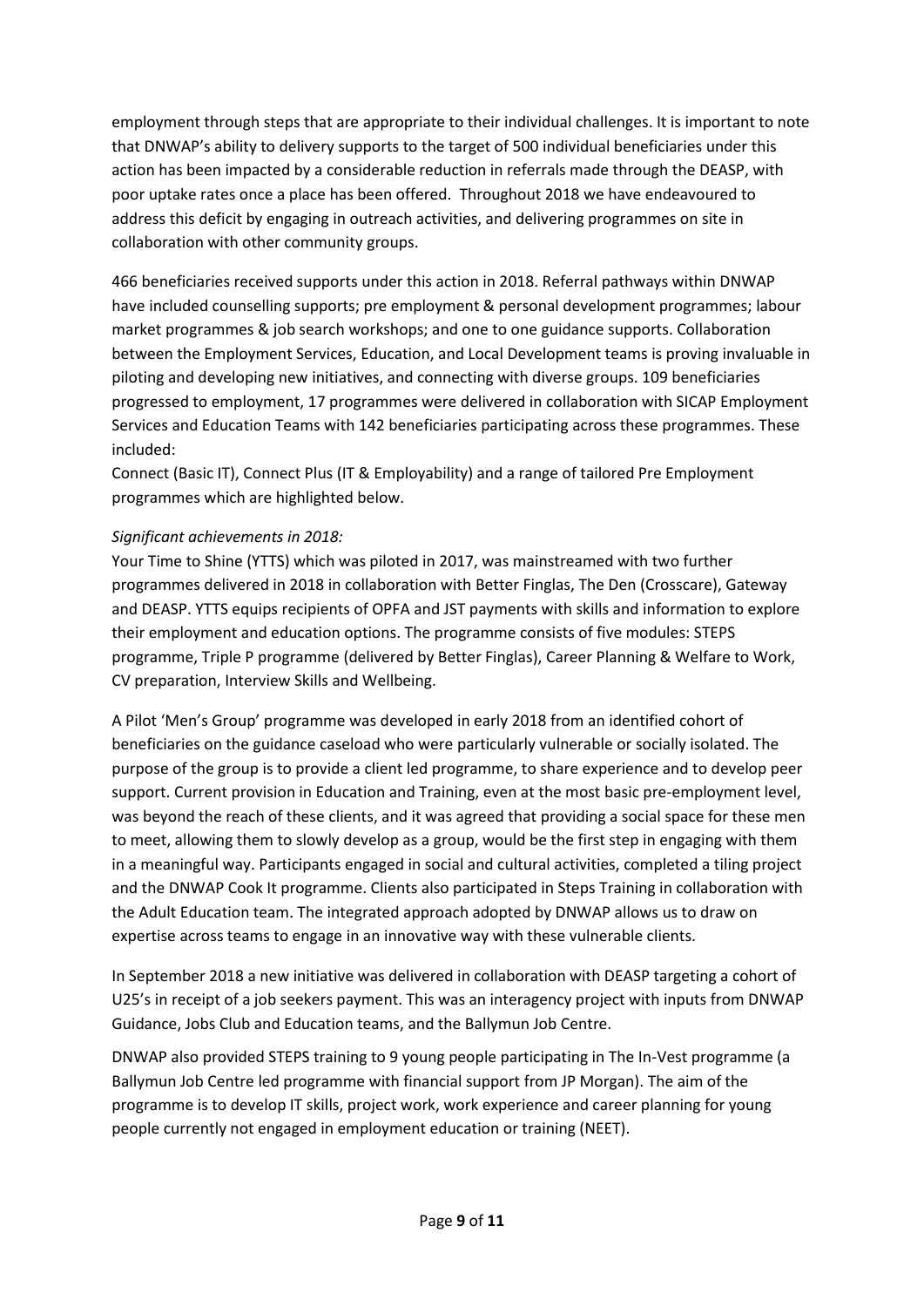employment through steps that are appropriate to their individual challenges. It is important to note that DNWAP's ability to delivery supports to the target of 500 individual beneficiaries under this action has been impacted by a considerable reduction in referrals made through the DEASP, with poor uptake rates once a place has been offered. Throughout 2018 we have endeavoured to address this deficit by engaging in outreach activities, and delivering programmes on site in collaboration with other community groups.

466 beneficiaries received supports under this action in 2018. Referral pathways within DNWAP have included counselling supports; pre employment & personal development programmes; labour market programmes & job search workshops; and one to one guidance supports. Collaboration between the Employment Services, Education, and Local Development teams is proving invaluable in piloting and developing new initiatives, and connecting with diverse groups. 109 beneficiaries progressed to employment, 17 programmes were delivered in collaboration with SICAP Employment Services and Education Teams with 142 beneficiaries participating across these programmes. These included:

Connect (Basic IT), Connect Plus (IT & Employability) and a range of tailored Pre Employment programmes which are highlighted below.

*Significant achievements in 2018:*

Your Time to Shine (YTTS) which was piloted in 2017, was mainstreamed with two further programmes delivered in 2018 in collaboration with Better Finglas, The Den (Crosscare), Gateway and DEASP. YTTS equips recipients of OPFA and JST payments with skills and information to explore their employment and education options. The programme consists of five modules: STEPS programme, Triple P programme (delivered by Better Finglas), Career Planning & Welfare to Work, CV preparation, Interview Skills and Wellbeing.

A Pilot 'Men's Group' programme was developed in early 2018 from an identified cohort of beneficiaries on the guidance caseload who were particularly vulnerable or socially isolated. The purpose of the group is to provide a client led programme, to share experience and to develop peer support. Current provision in Education and Training, even at the most basic pre-employment level, was beyond the reach of these clients, and it was agreed that providing a social space for these men to meet, allowing them to slowly develop as a group, would be the first step in engaging with them in a meaningful way. Participants engaged in social and cultural activities, completed a tiling project and the DNWAP Cook It programme. Clients also participated in Steps Training in collaboration with the Adult Education team. The integrated approach adopted by DNWAP allows us to draw on expertise across teams to engage in an innovative way with these vulnerable clients.

In September 2018 a new initiative was delivered in collaboration with DEASP targeting a cohort of U25's in receipt of a job seekers payment. This was an interagency project with inputs from DNWAP Guidance, Jobs Club and Education teams, and the Ballymun Job Centre.

DNWAP also provided STEPS training to 9 young people participating in The In-Vest programme (a Ballymun Job Centre led programme with financial support from JP Morgan). The aim of the programme is to develop IT skills, project work, work experience and career planning for young people currently not engaged in employment education or training (NEET).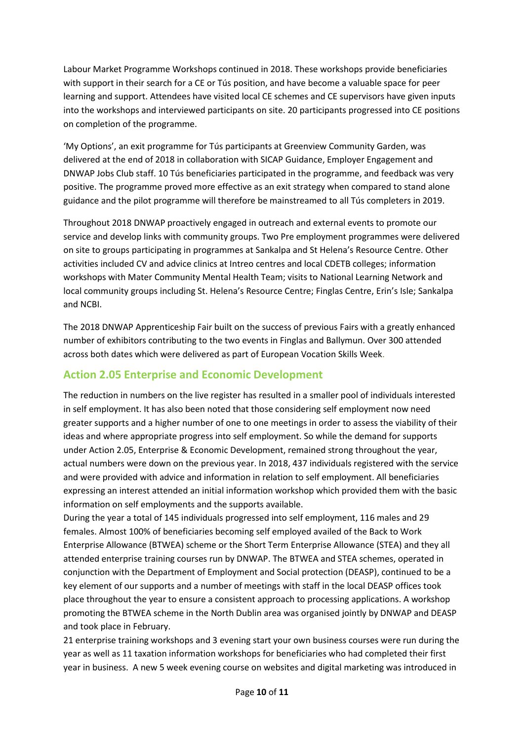Labour Market Programme Workshops continued in 2018. These workshops provide beneficiaries with support in their search for a CE or Tús position, and have become a valuable space for peer learning and support. Attendees have visited local CE schemes and CE supervisors have given inputs into the workshops and interviewed participants on site. 20 participants progressed into CE positions on completion of the programme.

'My Options', an exit programme for Tús participants at Greenview Community Garden, was delivered at the end of 2018 in collaboration with SICAP Guidance, Employer Engagement and DNWAP Jobs Club staff. 10 Tús beneficiaries participated in the programme, and feedback was very positive. The programme proved more effective as an exit strategy when compared to stand alone guidance and the pilot programme will therefore be mainstreamed to all Tús completers in 2019.

Throughout 2018 DNWAP proactively engaged in outreach and external events to promote our service and develop links with community groups. Two Pre employment programmes were delivered on site to groups participating in programmes at Sankalpa and St Helena's Resource Centre. Other activities included CV and advice clinics at Intreo centres and local CDETB colleges; information workshops with Mater Community Mental Health Team; visits to National Learning Network and local community groups including St. Helena's Resource Centre; Finglas Centre, Erin's Isle; Sankalpa and NCBI.

The 2018 DNWAP Apprenticeship Fair built on the success of previous Fairs with a greatly enhanced number of exhibitors contributing to the two events in Finglas and Ballymun. Over 300 attended across both dates which were delivered as part of European Vocation Skills Week.

## Action 2.05 Enterprise and Economic Development

The reduction in numbers on the live register has resulted in a smaller pool of individuals interested in self employment. It has also been noted that those considering self employment now need greater supports and a higher number of one to one meetings in order to assess the viability of their ideas and where appropriate progress into self employment. So while the demand for supports under Action 2.05, Enterprise & Economic Development, remained strong throughout the year, actual numbers were down on the previous year. In 2018, 437 individuals registered with the service and were provided with advice and information in relation to self employment. All beneficiaries expressing an interest attended an initial information workshop which provided them with the basic information on self employments and the supports available.

During the year a total of 145 individuals progressed into self employment, 116 males and 29 females. Almost 100% of beneficiaries becoming self employed availed of the Back to Work Enterprise Allowance (BTWEA) scheme or the Short Term Enterprise Allowance (STEA) and they all attended enterprise training courses run by DNWAP. The BTWEA and STEA schemes, operated in conjunction with the Department of Employment and Social protection (DEASP), continued to be a key element of our supports and a number of meetings with staff in the local DEASP offices took place throughout the year to ensure a consistent approach to processing applications. A workshop promoting the BTWEA scheme in the North Dublin area was organised jointly by DNWAP and DEASP and took place in February.

21 enterprise training workshops and 3 evening start your own business courses were run during the year as well as 11 taxation information workshops for beneficiaries who had completed their first year in business. A new 5 week evening course on websites and digital marketing was introduced in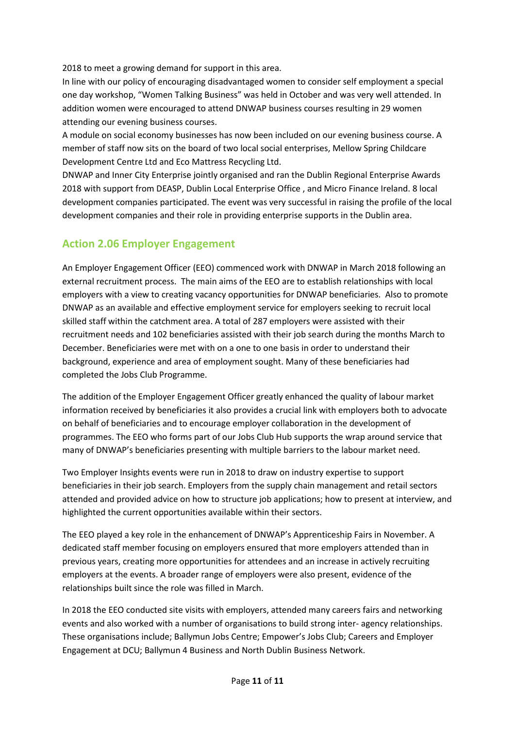2018 to meet a growing demand for support in this area.

In line with our policy of encouraging disadvantaged women to consider self employment a special one day workshop, "Women Talking Business" was held in October and was very well attended. In addition women were encouraged to attend DNWAP business courses resulting in 29 women attending our evening business courses.

A module on social economy businesses has now been included on our evening business course. A member of staff now sits on the board of two local social enterprises, Mellow Spring Childcare Development Centre Ltd and Eco Mattress Recycling Ltd.

DNWAP and Inner City Enterprise jointly organised and ran the Dublin Regional Enterprise Awards 2018 with support from DEASP, Dublin Local Enterprise Office , and Micro Finance Ireland. 8 local development companies participated. The event was very successful in raising the profile of the local development companies and their role in providing enterprise supports in the Dublin area.

## Action 2.06 Employer Engagement

An Employer Engagement Officer (EEO) commenced work with DNWAP in March 2018 following an external recruitment process. The main aims of the EEO are to establish relationships with local employers with a view to creating vacancy opportunities for DNWAP beneficiaries. Also to promote DNWAP as an available and effective employment service for employers seeking to recruit local skilled staff within the catchment area. A total of 287 employers were assisted with their recruitment needs and 102 beneficiaries assisted with their job search during the months March to December. Beneficiaries were met with on a one to one basis in order to understand their background, experience and area of employment sought. Many of these beneficiaries had completed the Jobs Club Programme.

The addition of the Employer Engagement Officer greatly enhanced the quality of labour market information received by beneficiaries it also provides a crucial link with employers both to advocate on behalf of beneficiaries and to encourage employer collaboration in the development of programmes. The EEO who forms part of our Jobs Club Hub supports the wrap around service that many of DNWAP's beneficiaries presenting with multiple barriers to the labour market need.

Two Employer Insights events were run in 2018 to draw on industry expertise to support beneficiaries in their job search. Employers from the supply chain management and retail sectors attended and provided advice on how to structure job applications; how to present at interview, and highlighted the current opportunities available within their sectors.

The EEO played a key role in the enhancement of DNWAP's Apprenticeship Fairs in November. A dedicated staff member focusing on employers ensured that more employers attended than in previous years, creating more opportunities for attendees and an increase in actively recruiting employers at the events. A broader range of employers were also present, evidence of the relationships built since the role was filled in March.

In 2018 the EEO conducted site visits with employers, attended many careers fairs and networking events and also worked with a number of organisations to build strong inter- agency relationships. These organisations include; Ballymun Jobs Centre; Empower's Jobs Club; Careers and Employer Engagement at DCU; Ballymun 4 Business and North Dublin Business Network.